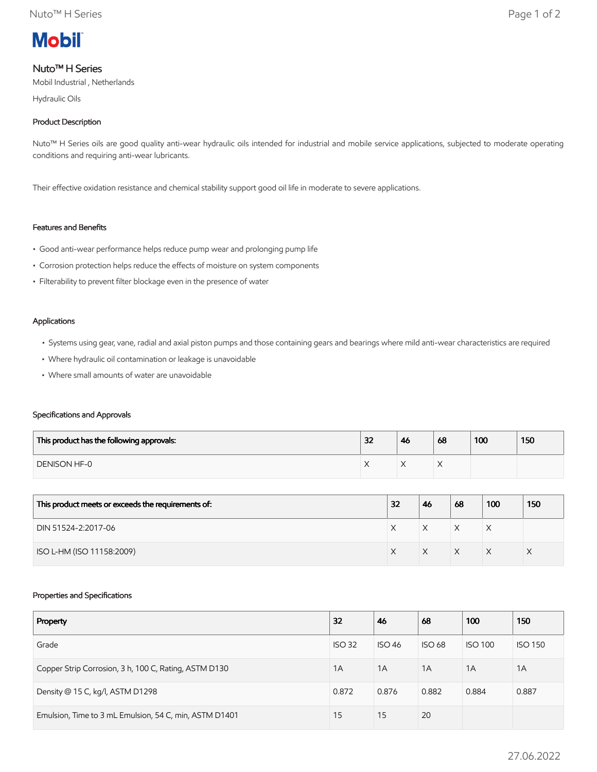Mobil

# Nuto™ H Series

Mobil Industrial , Netherlands

Hydraulic Oils

## Product Description

Nuto™ H Series oils are good quality anti-wear hydraulic oils intended for industrial and mobile service applications, subjected to moderate operating conditions and requiring anti-wear lubricants.

Their effective oxidation resistance and chemical stability support good oil life in moderate to severe applications.

## Features and Benefits

- Good anti-wear performance helps reduce pump wear and prolonging pump life
- Corrosion protection helps reduce the effects of moisture on system components
- Filterability to prevent filter blockage even in the presence of water

## Applications

- Systems using gear, vane, radial and axial piston pumps and those containing gears and bearings where mild anti-wear characteristics are required
- Where hydraulic oil contamination or leakage is unavoidable
- Where small amounts of water are unavoidable

## Specifications and Approvals

| This product has the following approvals: | 32 | 46 | 68 | 100 | 150 |
|---|---|---|---|---|---|
| DENISON HF-0 | X | X | X | | |

| This product meets or exceeds the requirements of: | 32 | 46 | 68 | 100 | 150 |
|---|---|---|---|---|---|
| DIN 51524-2:2017-06 | X | X | X | X | |
| ISO L-HM (ISO 11158:2009) | X | X | X | X | X |

## Properties and Specifications

| Property | 32 | 46 | 68 | 100 | 150 |
|---|---|---|---|---|---|
| Grade | ISO 32 | ISO 46 | ISO 68 | ISO 100 | ISO 150 |
| Copper Strip Corrosion, 3 h, 100 C, Rating, ASTM D130 | 1A | 1A | 1A | 1A | 1A |
| Density @ 15 C, kg/l, ASTM D1298 | 0.872 | 0.876 | 0.882 | 0.884 | 0.887 |
| Emulsion, Time to 3 mL Emulsion, 54 C, min, ASTM D1401 | 15 | 15 | 20 | | |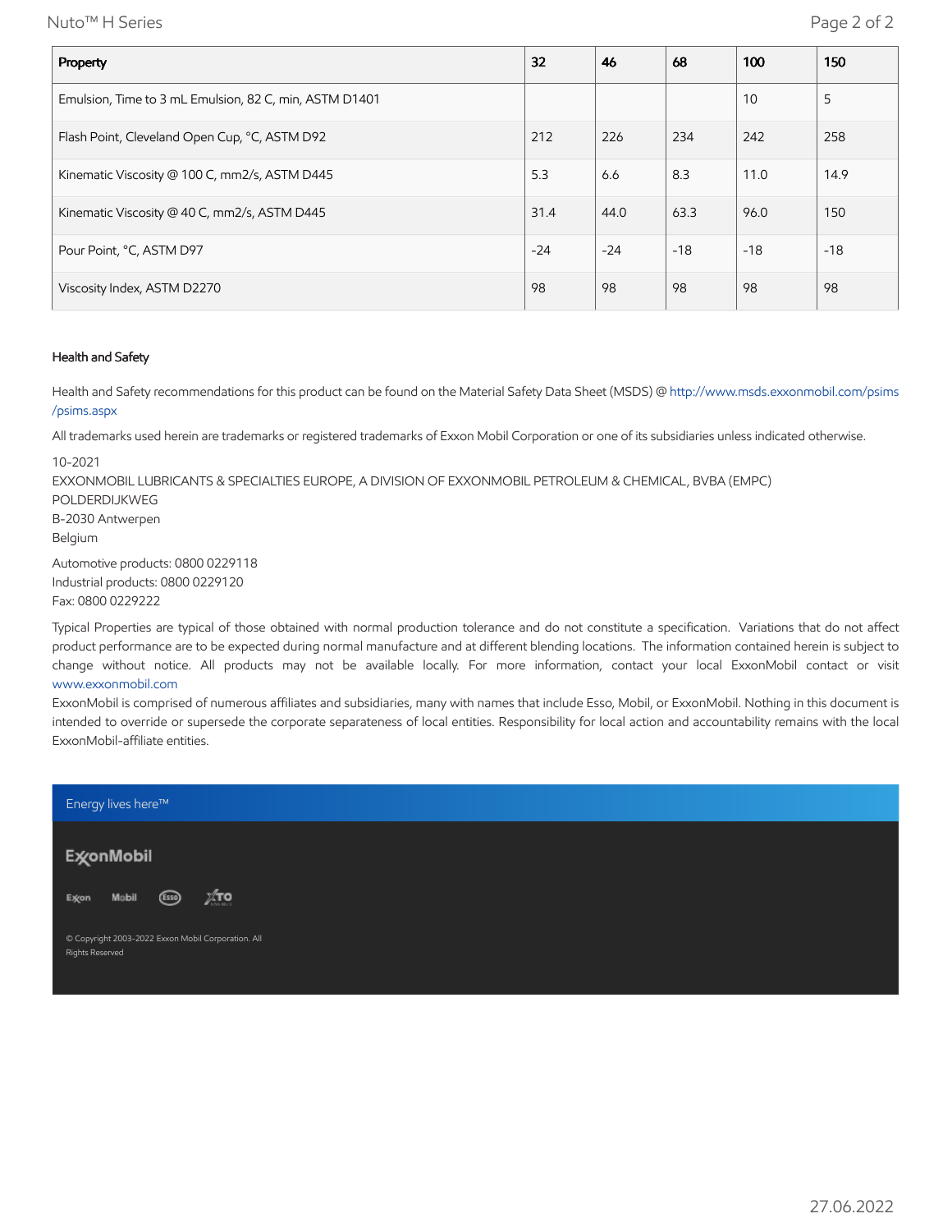| Property | 32 | 46 | 68 | 100 | 150 |
|---|---|---|---|---|---|
| Emulsion, Time to 3 mL Emulsion, 82 C, min, ASTM D1401 | | | | 10 | 5 |
| Flash Point, Cleveland Open Cup, °C, ASTM D92 | 212 | 226 | 234 | 242 | 258 |
| Kinematic Viscosity @ 100 C, mm2/s, ASTM D445 | 5.3 | 6.6 | 8.3 | 11.0 | 14.9 |
| Kinematic Viscosity @ 40 C, mm2/s, ASTM D445 | 31.4 | 44.0 | 63.3 | 96.0 | 150 |
| Pour Point, °C, ASTM D97 | -24 | -24 | -18 | -18 | -18 |
| Viscosity Index, ASTM D2270 | 98 | 98 | 98 | 98 | 98 |

### Health and Safety

Health and Safety recommendations for this product can be found on the Material Safety Data Sheet (MSDS) @ http://www.msds.exxonmobil.com/psims/psims.aspx

All trademarks used herein are trademarks or registered trademarks of Exxon Mobil Corporation or one of its subsidiaries unless indicated otherwise.

10-2021
EXXONMOBIL LUBRICANTS & SPECIALTIES EUROPE, A DIVISION OF EXXONMOBIL PETROLEUM & CHEMICAL, BVBA (EMPC)
POLDERDIJKWEG
B-2030 Antwerpen
Belgium

Automotive products: 0800 0229118
Industrial products: 0800 0229120
Fax: 0800 0229222

Typical Properties are typical of those obtained with normal production tolerance and do not constitute a specification. Variations that do not affect product performance are to be expected during normal manufacture and at different blending locations. The information contained herein is subject to change without notice. All products may not be available locally. For more information, contact your local ExxonMobil contact or visit www.exxonmobil.com

ExxonMobil is comprised of numerous affiliates and subsidiaries, many with names that include Esso, Mobil, or ExxonMobil. Nothing in this document is intended to override or supersede the corporate separateness of local entities. Responsibility for local action and accountability remains with the local ExxonMobil-affiliate entities.

Energy lives here™

ExxonMobil

Exxon Mobil Esso XTO

© Copyright 2003-2022 Exxon Mobil Corporation. All Rights Reserved